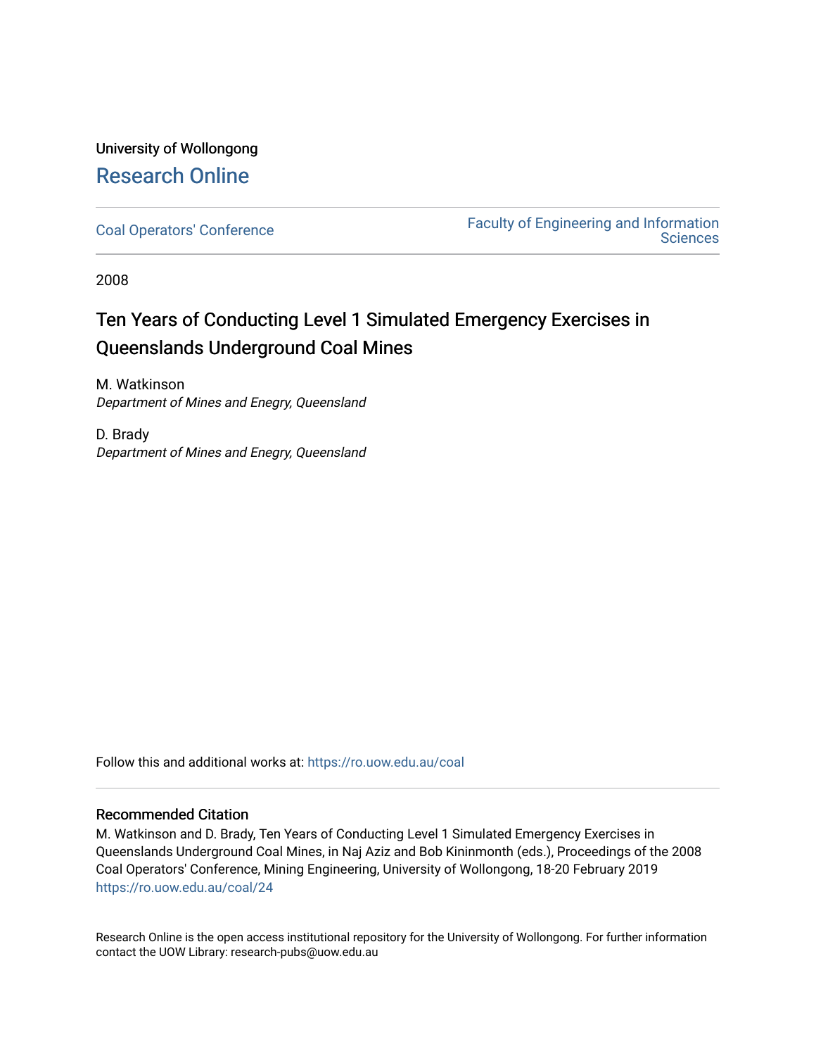University of Wollongong

# Research Online

Coal Operators' Conference | Faculty of Engineering and Information Sciences

2008

# Ten Years of Conducting Level 1 Simulated Emergency Exercises in Queenslands Underground Coal Mines

M. Watkinson
*Department of Mines and Enegry, Queensland*

D. Brady
*Department of Mines and Enegry, Queensland*

Follow this and additional works at: https://ro.uow.edu.au/coal

## Recommended Citation

M. Watkinson and D. Brady, Ten Years of Conducting Level 1 Simulated Emergency Exercises in Queenslands Underground Coal Mines, in Naj Aziz and Bob Kininmonth (eds.), Proceedings of the 2008 Coal Operators' Conference, Mining Engineering, University of Wollongong, 18-20 February 2019
https://ro.uow.edu.au/coal/24

Research Online is the open access institutional repository for the University of Wollongong. For further information contact the UOW Library: research-pubs@uow.edu.au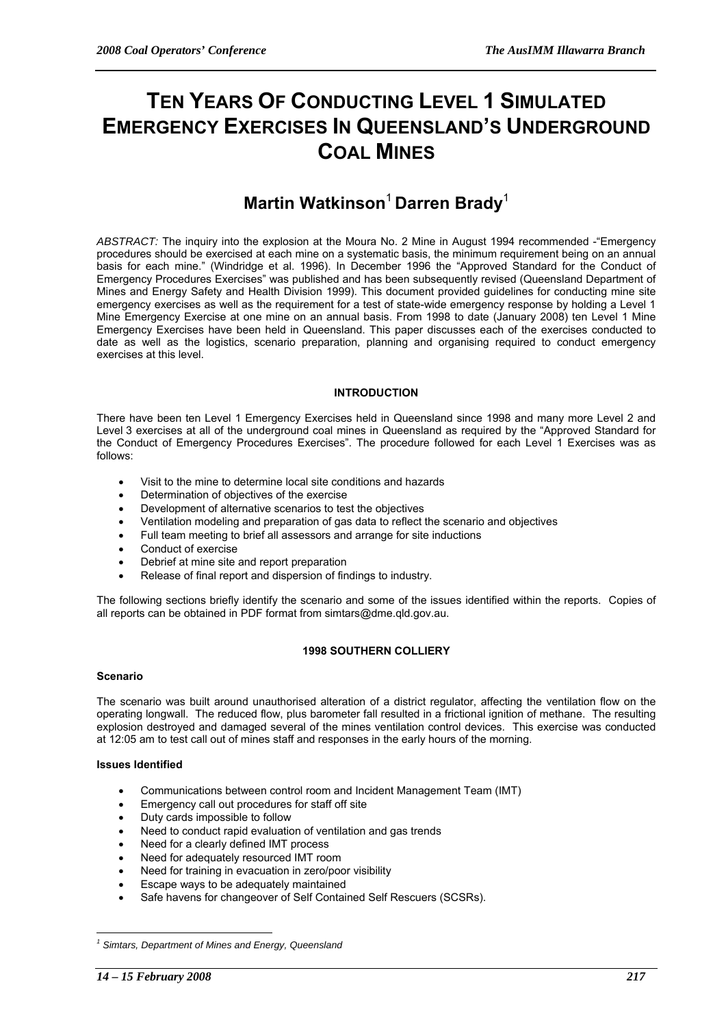# TEN YEARS OF CONDUCTING LEVEL 1 SIMULATED EMERGENCY EXERCISES IN QUEENSLAND'S UNDERGROUND COAL MINES

## Martin Watkinson[1] Darren Brady[1]

*ABSTRACT:* The inquiry into the explosion at the Moura No. 2 Mine in August 1994 recommended -"Emergency procedures should be exercised at each mine on a systematic basis, the minimum requirement being on an annual basis for each mine." (Windridge et al. 1996). In December 1996 the "Approved Standard for the Conduct of Emergency Procedures Exercises" was published and has been subsequently revised (Queensland Department of Mines and Energy Safety and Health Division 1999). This document provided guidelines for conducting mine site emergency exercises as well as the requirement for a test of state-wide emergency response by holding a Level 1 Mine Emergency Exercise at one mine on an annual basis. From 1998 to date (January 2008) ten Level 1 Mine Emergency Exercises have been held in Queensland. This paper discusses each of the exercises conducted to date as well as the logistics, scenario preparation, planning and organising required to conduct emergency exercises at this level.

### INTRODUCTION

There have been ten Level 1 Emergency Exercises held in Queensland since 1998 and many more Level 2 and Level 3 exercises at all of the underground coal mines in Queensland as required by the "Approved Standard for the Conduct of Emergency Procedures Exercises". The procedure followed for each Level 1 Exercises was as follows:

- Visit to the mine to determine local site conditions and hazards
- Determination of objectives of the exercise
- Development of alternative scenarios to test the objectives
- Ventilation modeling and preparation of gas data to reflect the scenario and objectives
- Full team meeting to brief all assessors and arrange for site inductions
- Conduct of exercise
- Debrief at mine site and report preparation
- Release of final report and dispersion of findings to industry.

The following sections briefly identify the scenario and some of the issues identified within the reports. Copies of all reports can be obtained in PDF format from simtars@dme.qld.gov.au.

### 1998 SOUTHERN COLLIERY

#### Scenario

The scenario was built around unauthorised alteration of a district regulator, affecting the ventilation flow on the operating longwall. The reduced flow, plus barometer fall resulted in a frictional ignition of methane. The resulting explosion destroyed and damaged several of the mines ventilation control devices. This exercise was conducted at 12:05 am to test call out of mines staff and responses in the early hours of the morning.

#### Issues Identified

- Communications between control room and Incident Management Team (IMT)
- Emergency call out procedures for staff off site
- Duty cards impossible to follow
- Need to conduct rapid evaluation of ventilation and gas trends
- Need for a clearly defined IMT process
- Need for adequately resourced IMT room
- Need for training in evacuation in zero/poor visibility
- Escape ways to be adequately maintained
- Safe havens for changeover of Self Contained Self Rescuers (SCSRs).

[1] *Simtars, Department of Mines and Energy, Queensland*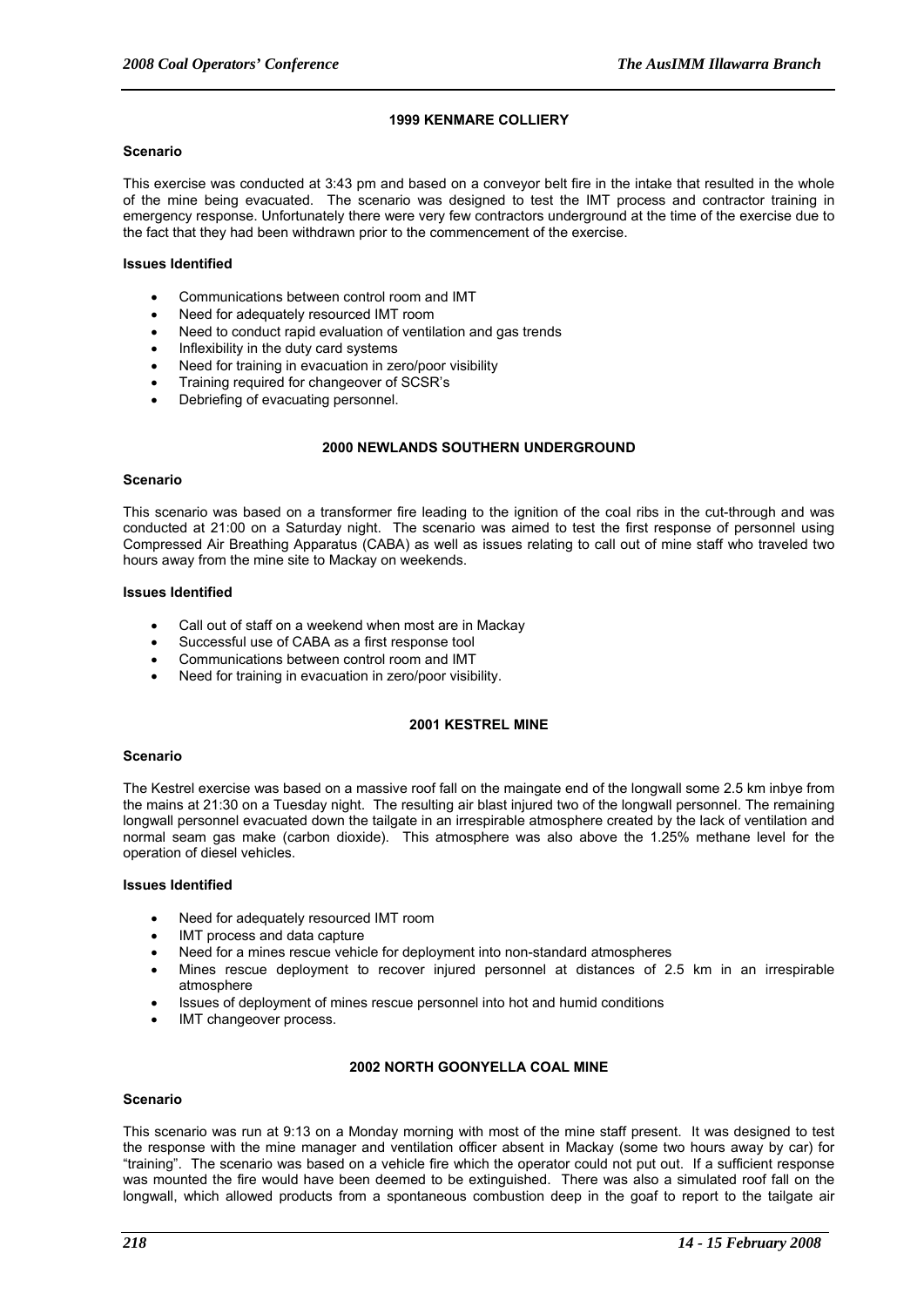## 1999 KENMARE COLLIERY

**Scenario**

This exercise was conducted at 3:43 pm and based on a conveyor belt fire in the intake that resulted in the whole of the mine being evacuated. The scenario was designed to test the IMT process and contractor training in emergency response. Unfortunately there were very few contractors underground at the time of the exercise due to the fact that they had been withdrawn prior to the commencement of the exercise.

**Issues Identified**

- Communications between control room and IMT
- Need for adequately resourced IMT room
- Need to conduct rapid evaluation of ventilation and gas trends
- Inflexibility in the duty card systems
- Need for training in evacuation in zero/poor visibility
- Training required for changeover of SCSR's
- Debriefing of evacuating personnel.

## 2000 NEWLANDS SOUTHERN UNDERGROUND

**Scenario**

This scenario was based on a transformer fire leading to the ignition of the coal ribs in the cut-through and was conducted at 21:00 on a Saturday night. The scenario was aimed to test the first response of personnel using Compressed Air Breathing Apparatus (CABA) as well as issues relating to call out of mine staff who traveled two hours away from the mine site to Mackay on weekends.

**Issues Identified**

- Call out of staff on a weekend when most are in Mackay
- Successful use of CABA as a first response tool
- Communications between control room and IMT
- Need for training in evacuation in zero/poor visibility.

## 2001 KESTREL MINE

**Scenario**

The Kestrel exercise was based on a massive roof fall on the maingate end of the longwall some 2.5 km inbye from the mains at 21:30 on a Tuesday night. The resulting air blast injured two of the longwall personnel. The remaining longwall personnel evacuated down the tailgate in an irrespirable atmosphere created by the lack of ventilation and normal seam gas make (carbon dioxide). This atmosphere was also above the 1.25% methane level for the operation of diesel vehicles.

**Issues Identified**

- Need for adequately resourced IMT room
- IMT process and data capture
- Need for a mines rescue vehicle for deployment into non-standard atmospheres
- Mines rescue deployment to recover injured personnel at distances of 2.5 km in an irrespirable atmosphere
- Issues of deployment of mines rescue personnel into hot and humid conditions
- IMT changeover process.

## 2002 NORTH GOONYELLA COAL MINE

**Scenario**

This scenario was run at 9:13 on a Monday morning with most of the mine staff present. It was designed to test the response with the mine manager and ventilation officer absent in Mackay (some two hours away by car) for "training". The scenario was based on a vehicle fire which the operator could not put out. If a sufficient response was mounted the fire would have been deemed to be extinguished. There was also a simulated roof fall on the longwall, which allowed products from a spontaneous combustion deep in the goaf to report to the tailgate air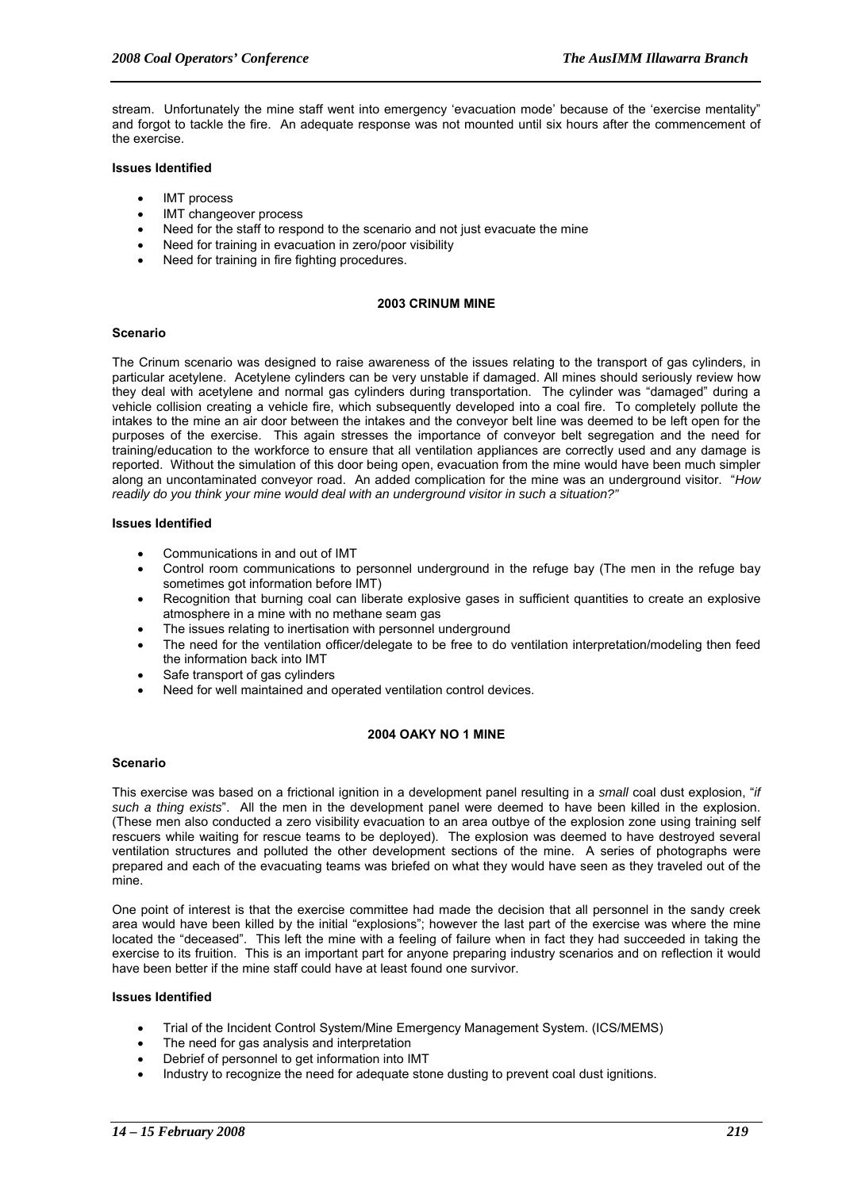stream. Unfortunately the mine staff went into emergency 'evacuation mode' because of the 'exercise mentality" and forgot to tackle the fire. An adequate response was not mounted until six hours after the commencement of the exercise.

#### Issues Identified

- IMT process
- IMT changeover process
- Need for the staff to respond to the scenario and not just evacuate the mine
- Need for training in evacuation in zero/poor visibility
- Need for training in fire fighting procedures.

### 2003 CRINUM MINE

#### Scenario

The Crinum scenario was designed to raise awareness of the issues relating to the transport of gas cylinders, in particular acetylene. Acetylene cylinders can be very unstable if damaged. All mines should seriously review how they deal with acetylene and normal gas cylinders during transportation. The cylinder was "damaged" during a vehicle collision creating a vehicle fire, which subsequently developed into a coal fire. To completely pollute the intakes to the mine an air door between the intakes and the conveyor belt line was deemed to be left open for the purposes of the exercise. This again stresses the importance of conveyor belt segregation and the need for training/education to the workforce to ensure that all ventilation appliances are correctly used and any damage is reported. Without the simulation of this door being open, evacuation from the mine would have been much simpler along an uncontaminated conveyor road. An added complication for the mine was an underground visitor. "*How readily do you think your mine would deal with an underground visitor in such a situation?"*

#### Issues Identified

- Communications in and out of IMT
- Control room communications to personnel underground in the refuge bay (The men in the refuge bay sometimes got information before IMT)
- Recognition that burning coal can liberate explosive gases in sufficient quantities to create an explosive atmosphere in a mine with no methane seam gas
- The issues relating to inertisation with personnel underground
- The need for the ventilation officer/delegate to be free to do ventilation interpretation/modeling then feed the information back into IMT
- Safe transport of gas cylinders
- Need for well maintained and operated ventilation control devices.

### 2004 OAKY NO 1 MINE

#### Scenario

This exercise was based on a frictional ignition in a development panel resulting in a *small* coal dust explosion, "*if such a thing exists*". All the men in the development panel were deemed to have been killed in the explosion. (These men also conducted a zero visibility evacuation to an area outbye of the explosion zone using training self rescuers while waiting for rescue teams to be deployed). The explosion was deemed to have destroyed several ventilation structures and polluted the other development sections of the mine. A series of photographs were prepared and each of the evacuating teams was briefed on what they would have seen as they traveled out of the mine.

One point of interest is that the exercise committee had made the decision that all personnel in the sandy creek area would have been killed by the initial "explosions"; however the last part of the exercise was where the mine located the "deceased". This left the mine with a feeling of failure when in fact they had succeeded in taking the exercise to its fruition. This is an important part for anyone preparing industry scenarios and on reflection it would have been better if the mine staff could have at least found one survivor.

#### Issues Identified

- Trial of the Incident Control System/Mine Emergency Management System. (ICS/MEMS)
- The need for gas analysis and interpretation
- Debrief of personnel to get information into IMT
- Industry to recognize the need for adequate stone dusting to prevent coal dust ignitions.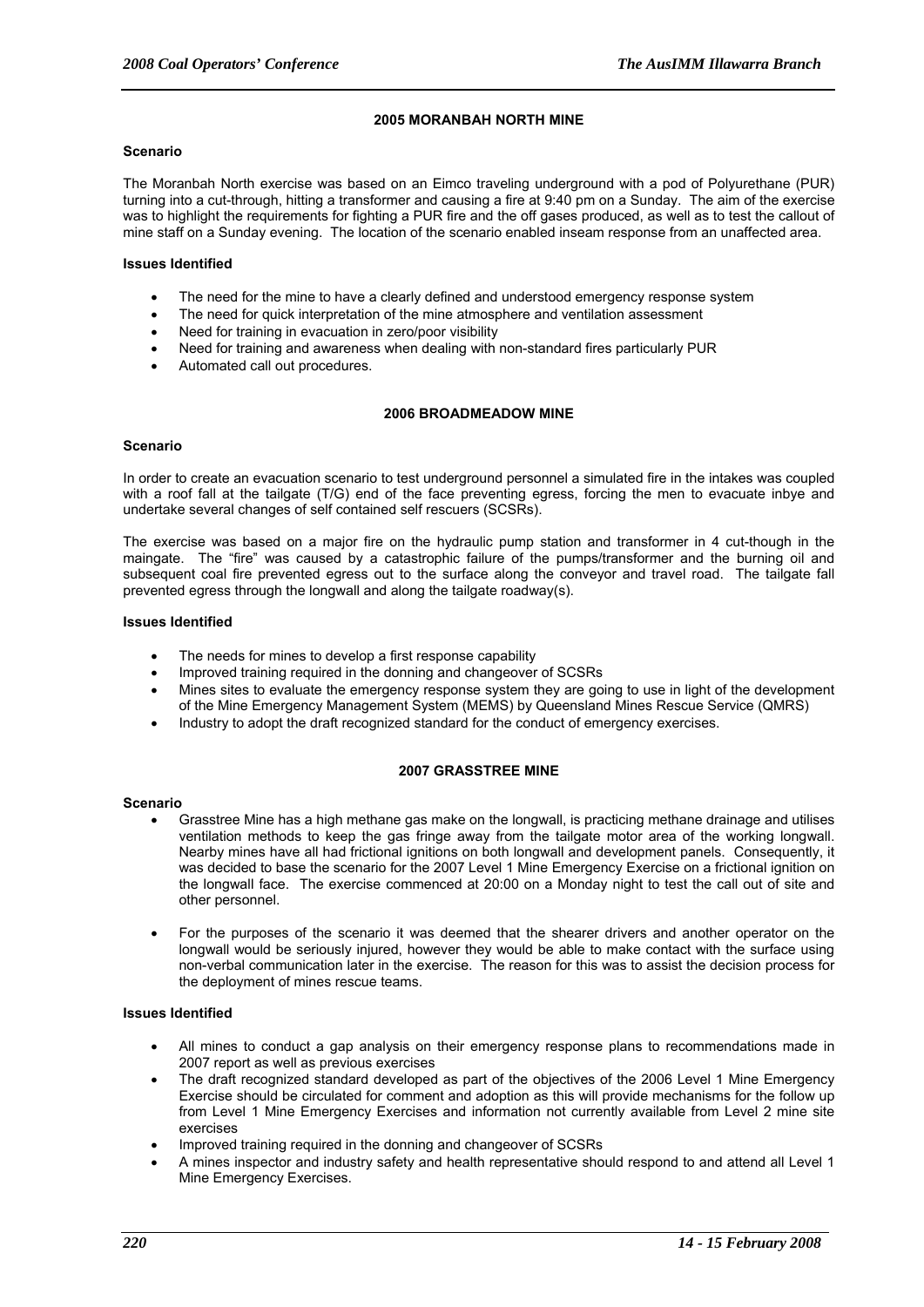## 2005 MORANBAH NORTH MINE

### Scenario

The Moranbah North exercise was based on an Eimco traveling underground with a pod of Polyurethane (PUR) turning into a cut-through, hitting a transformer and causing a fire at 9:40 pm on a Sunday. The aim of the exercise was to highlight the requirements for fighting a PUR fire and the off gases produced, as well as to test the callout of mine staff on a Sunday evening. The location of the scenario enabled inseam response from an unaffected area.

### Issues Identified

- The need for the mine to have a clearly defined and understood emergency response system
- The need for quick interpretation of the mine atmosphere and ventilation assessment
- Need for training in evacuation in zero/poor visibility
- Need for training and awareness when dealing with non-standard fires particularly PUR
- Automated call out procedures.

## 2006 BROADMEADOW MINE

### Scenario

In order to create an evacuation scenario to test underground personnel a simulated fire in the intakes was coupled with a roof fall at the tailgate (T/G) end of the face preventing egress, forcing the men to evacuate inbye and undertake several changes of self contained self rescuers (SCSRs).

The exercise was based on a major fire on the hydraulic pump station and transformer in 4 cut-though in the maingate. The "fire" was caused by a catastrophic failure of the pumps/transformer and the burning oil and subsequent coal fire prevented egress out to the surface along the conveyor and travel road. The tailgate fall prevented egress through the longwall and along the tailgate roadway(s).

### Issues Identified

- The needs for mines to develop a first response capability
- Improved training required in the donning and changeover of SCSRs
- Mines sites to evaluate the emergency response system they are going to use in light of the development of the Mine Emergency Management System (MEMS) by Queensland Mines Rescue Service (QMRS)
- Industry to adopt the draft recognized standard for the conduct of emergency exercises.

## 2007 GRASSTREE MINE

### Scenario

- Grasstree Mine has a high methane gas make on the longwall, is practicing methane drainage and utilises ventilation methods to keep the gas fringe away from the tailgate motor area of the working longwall. Nearby mines have all had frictional ignitions on both longwall and development panels. Consequently, it was decided to base the scenario for the 2007 Level 1 Mine Emergency Exercise on a frictional ignition on the longwall face. The exercise commenced at 20:00 on a Monday night to test the call out of site and other personnel.

- For the purposes of the scenario it was deemed that the shearer drivers and another operator on the longwall would be seriously injured, however they would be able to make contact with the surface using non-verbal communication later in the exercise. The reason for this was to assist the decision process for the deployment of mines rescue teams.

### Issues Identified

- All mines to conduct a gap analysis on their emergency response plans to recommendations made in 2007 report as well as previous exercises
- The draft recognized standard developed as part of the objectives of the 2006 Level 1 Mine Emergency Exercise should be circulated for comment and adoption as this will provide mechanisms for the follow up from Level 1 Mine Emergency Exercises and information not currently available from Level 2 mine site exercises
- Improved training required in the donning and changeover of SCSRs
- A mines inspector and industry safety and health representative should respond to and attend all Level 1 Mine Emergency Exercises.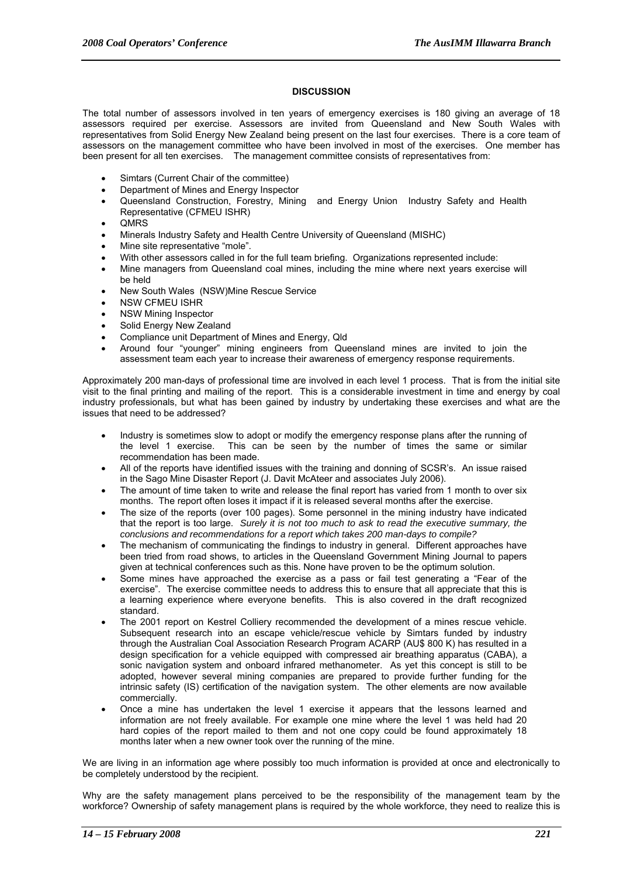## DISCUSSION

The total number of assessors involved in ten years of emergency exercises is 180 giving an average of 18 assessors required per exercise. Assessors are invited from Queensland and New South Wales with representatives from Solid Energy New Zealand being present on the last four exercises. There is a core team of assessors on the management committee who have been involved in most of the exercises. One member has been present for all ten exercises. The management committee consists of representatives from:

- Simtars (Current Chair of the committee)
- Department of Mines and Energy Inspector
- Queensland Construction, Forestry, Mining and Energy Union Industry Safety and Health Representative (CFMEU ISHR)
- QMRS
- Minerals Industry Safety and Health Centre University of Queensland (MISHC)
- Mine site representative "mole".
- With other assessors called in for the full team briefing. Organizations represented include:
- Mine managers from Queensland coal mines, including the mine where next years exercise will be held
- New South Wales (NSW)Mine Rescue Service
- NSW CFMEU ISHR
- NSW Mining Inspector
- Solid Energy New Zealand
- Compliance unit Department of Mines and Energy, Qld
- Around four "younger" mining engineers from Queensland mines are invited to join the assessment team each year to increase their awareness of emergency response requirements.

Approximately 200 man-days of professional time are involved in each level 1 process. That is from the initial site visit to the final printing and mailing of the report. This is a considerable investment in time and energy by coal industry professionals, but what has been gained by industry by undertaking these exercises and what are the issues that need to be addressed?

- Industry is sometimes slow to adopt or modify the emergency response plans after the running of the level 1 exercise. This can be seen by the number of times the same or similar recommendation has been made.
- All of the reports have identified issues with the training and donning of SCSR's. An issue raised in the Sago Mine Disaster Report (J. Davit McAteer and associates July 2006).
- The amount of time taken to write and release the final report has varied from 1 month to over six months. The report often loses it impact if it is released several months after the exercise.
- The size of the reports (over 100 pages). Some personnel in the mining industry have indicated that the report is too large. *Surely it is not too much to ask to read the executive summary, the conclusions and recommendations for a report which takes 200 man-days to compile?*
- The mechanism of communicating the findings to industry in general. Different approaches have been tried from road shows, to articles in the Queensland Government Mining Journal to papers given at technical conferences such as this. None have proven to be the optimum solution.
- Some mines have approached the exercise as a pass or fail test generating a "Fear of the exercise". The exercise committee needs to address this to ensure that all appreciate that this is a learning experience where everyone benefits. This is also covered in the draft recognized standard.
- The 2001 report on Kestrel Colliery recommended the development of a mines rescue vehicle. Subsequent research into an escape vehicle/rescue vehicle by Simtars funded by industry through the Australian Coal Association Research Program ACARP (AU$ 800 K) has resulted in a design specification for a vehicle equipped with compressed air breathing apparatus (CABA), a sonic navigation system and onboard infrared methanometer. As yet this concept is still to be adopted, however several mining companies are prepared to provide further funding for the intrinsic safety (IS) certification of the navigation system. The other elements are now available commercially.
- Once a mine has undertaken the level 1 exercise it appears that the lessons learned and information are not freely available. For example one mine where the level 1 was held had 20 hard copies of the report mailed to them and not one copy could be found approximately 18 months later when a new owner took over the running of the mine.

We are living in an information age where possibly too much information is provided at once and electronically to be completely understood by the recipient.

Why are the safety management plans perceived to be the responsibility of the management team by the workforce? Ownership of safety management plans is required by the whole workforce, they need to realize this is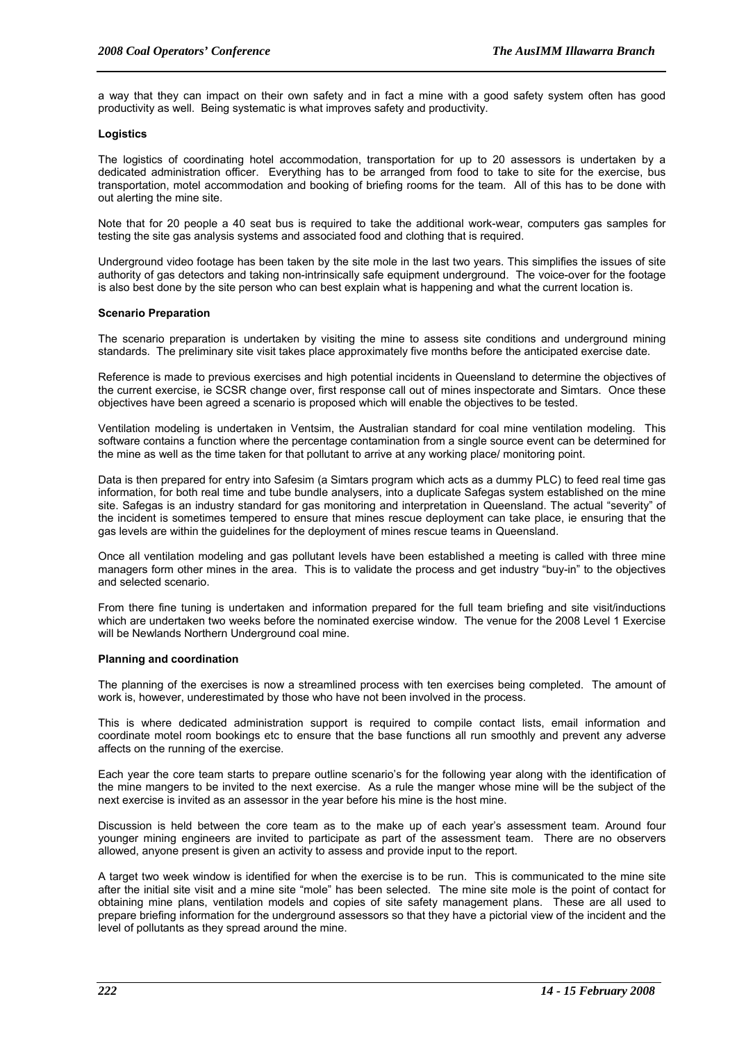a way that they can impact on their own safety and in fact a mine with a good safety system often has good productivity as well. Being systematic is what improves safety and productivity.

**Logistics**

The logistics of coordinating hotel accommodation, transportation for up to 20 assessors is undertaken by a dedicated administration officer. Everything has to be arranged from food to take to site for the exercise, bus transportation, motel accommodation and booking of briefing rooms for the team. All of this has to be done with out alerting the mine site.

Note that for 20 people a 40 seat bus is required to take the additional work-wear, computers gas samples for testing the site gas analysis systems and associated food and clothing that is required.

Underground video footage has been taken by the site mole in the last two years. This simplifies the issues of site authority of gas detectors and taking non-intrinsically safe equipment underground. The voice-over for the footage is also best done by the site person who can best explain what is happening and what the current location is.

**Scenario Preparation**

The scenario preparation is undertaken by visiting the mine to assess site conditions and underground mining standards. The preliminary site visit takes place approximately five months before the anticipated exercise date.

Reference is made to previous exercises and high potential incidents in Queensland to determine the objectives of the current exercise, ie SCSR change over, first response call out of mines inspectorate and Simtars. Once these objectives have been agreed a scenario is proposed which will enable the objectives to be tested.

Ventilation modeling is undertaken in Ventsim, the Australian standard for coal mine ventilation modeling. This software contains a function where the percentage contamination from a single source event can be determined for the mine as well as the time taken for that pollutant to arrive at any working place/ monitoring point.

Data is then prepared for entry into Safesim (a Simtars program which acts as a dummy PLC) to feed real time gas information, for both real time and tube bundle analysers, into a duplicate Safegas system established on the mine site. Safegas is an industry standard for gas monitoring and interpretation in Queensland. The actual "severity" of the incident is sometimes tempered to ensure that mines rescue deployment can take place, ie ensuring that the gas levels are within the guidelines for the deployment of mines rescue teams in Queensland.

Once all ventilation modeling and gas pollutant levels have been established a meeting is called with three mine managers form other mines in the area. This is to validate the process and get industry "buy-in" to the objectives and selected scenario.

From there fine tuning is undertaken and information prepared for the full team briefing and site visit/inductions which are undertaken two weeks before the nominated exercise window. The venue for the 2008 Level 1 Exercise will be Newlands Northern Underground coal mine.

**Planning and coordination**

The planning of the exercises is now a streamlined process with ten exercises being completed. The amount of work is, however, underestimated by those who have not been involved in the process.

This is where dedicated administration support is required to compile contact lists, email information and coordinate motel room bookings etc to ensure that the base functions all run smoothly and prevent any adverse affects on the running of the exercise.

Each year the core team starts to prepare outline scenario's for the following year along with the identification of the mine mangers to be invited to the next exercise. As a rule the manger whose mine will be the subject of the next exercise is invited as an assessor in the year before his mine is the host mine.

Discussion is held between the core team as to the make up of each year's assessment team. Around four younger mining engineers are invited to participate as part of the assessment team. There are no observers allowed, anyone present is given an activity to assess and provide input to the report.

A target two week window is identified for when the exercise is to be run. This is communicated to the mine site after the initial site visit and a mine site "mole" has been selected. The mine site mole is the point of contact for obtaining mine plans, ventilation models and copies of site safety management plans. These are all used to prepare briefing information for the underground assessors so that they have a pictorial view of the incident and the level of pollutants as they spread around the mine.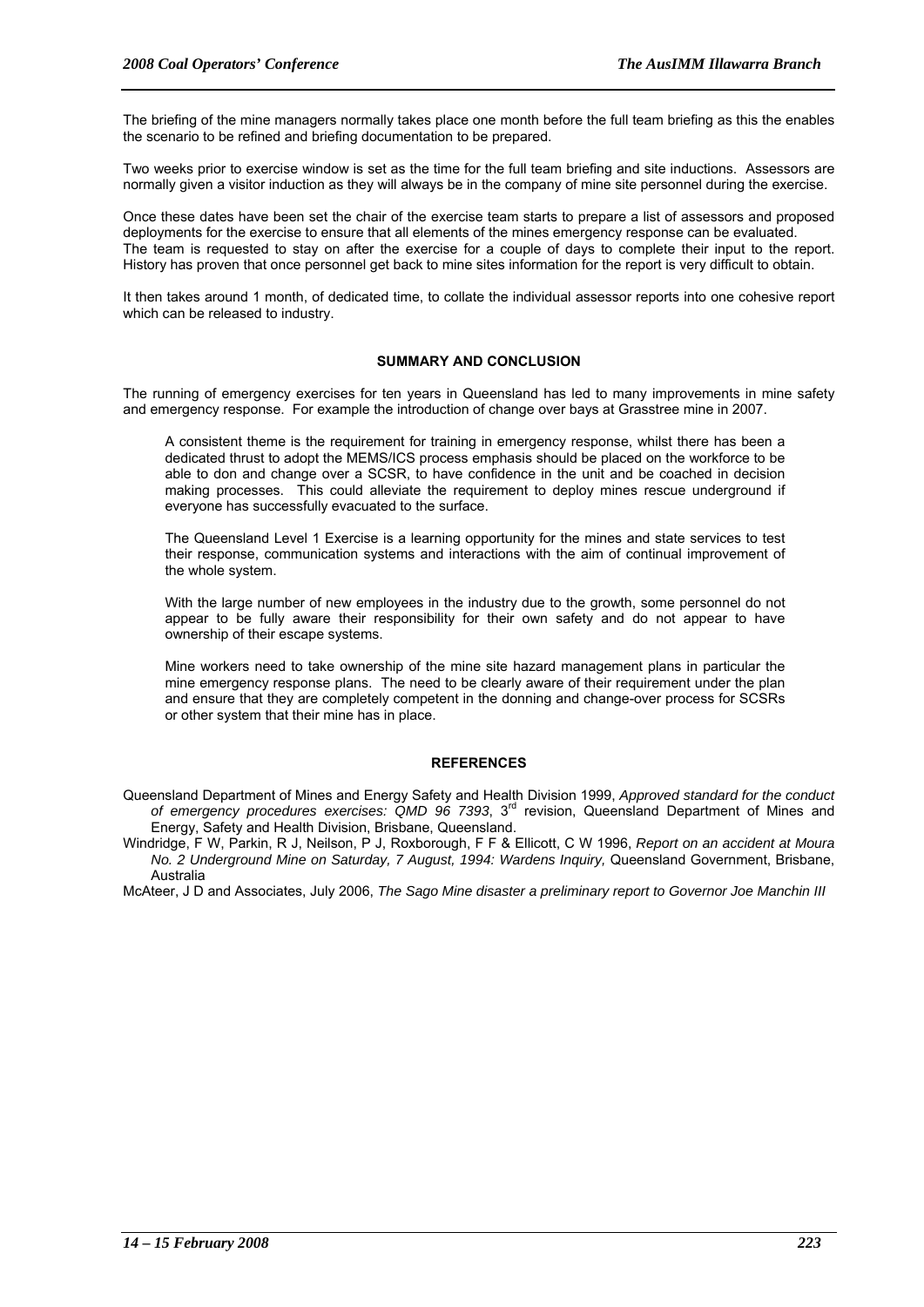The briefing of the mine managers normally takes place one month before the full team briefing as this the enables the scenario to be refined and briefing documentation to be prepared.

Two weeks prior to exercise window is set as the time for the full team briefing and site inductions. Assessors are normally given a visitor induction as they will always be in the company of mine site personnel during the exercise.

Once these dates have been set the chair of the exercise team starts to prepare a list of assessors and proposed deployments for the exercise to ensure that all elements of the mines emergency response can be evaluated. The team is requested to stay on after the exercise for a couple of days to complete their input to the report. History has proven that once personnel get back to mine sites information for the report is very difficult to obtain.

It then takes around 1 month, of dedicated time, to collate the individual assessor reports into one cohesive report which can be released to industry.

## SUMMARY AND CONCLUSION

The running of emergency exercises for ten years in Queensland has led to many improvements in mine safety and emergency response. For example the introduction of change over bays at Grasstree mine in 2007.

> A consistent theme is the requirement for training in emergency response, whilst there has been a dedicated thrust to adopt the MEMS/ICS process emphasis should be placed on the workforce to be able to don and change over a SCSR, to have confidence in the unit and be coached in decision making processes. This could alleviate the requirement to deploy mines rescue underground if everyone has successfully evacuated to the surface.
>
> The Queensland Level 1 Exercise is a learning opportunity for the mines and state services to test their response, communication systems and interactions with the aim of continual improvement of the whole system.
>
> With the large number of new employees in the industry due to the growth, some personnel do not appear to be fully aware their responsibility for their own safety and do not appear to have ownership of their escape systems.
>
> Mine workers need to take ownership of the mine site hazard management plans in particular the mine emergency response plans. The need to be clearly aware of their requirement under the plan and ensure that they are completely competent in the donning and change-over process for SCSRs or other system that their mine has in place.

## REFERENCES

Queensland Department of Mines and Energy Safety and Health Division 1999, *Approved standard for the conduct of emergency procedures exercises: QMD 96 7393*, 3rd revision, Queensland Department of Mines and Energy, Safety and Health Division, Brisbane, Queensland.

Windridge, F W, Parkin, R J, Neilson, P J, Roxborough, F F & Ellicott, C W 1996, *Report on an accident at Moura No. 2 Underground Mine on Saturday, 7 August, 1994: Wardens Inquiry,* Queensland Government, Brisbane, Australia

McAteer, J D and Associates, July 2006, *The Sago Mine disaster a preliminary report to Governor Joe Manchin III*